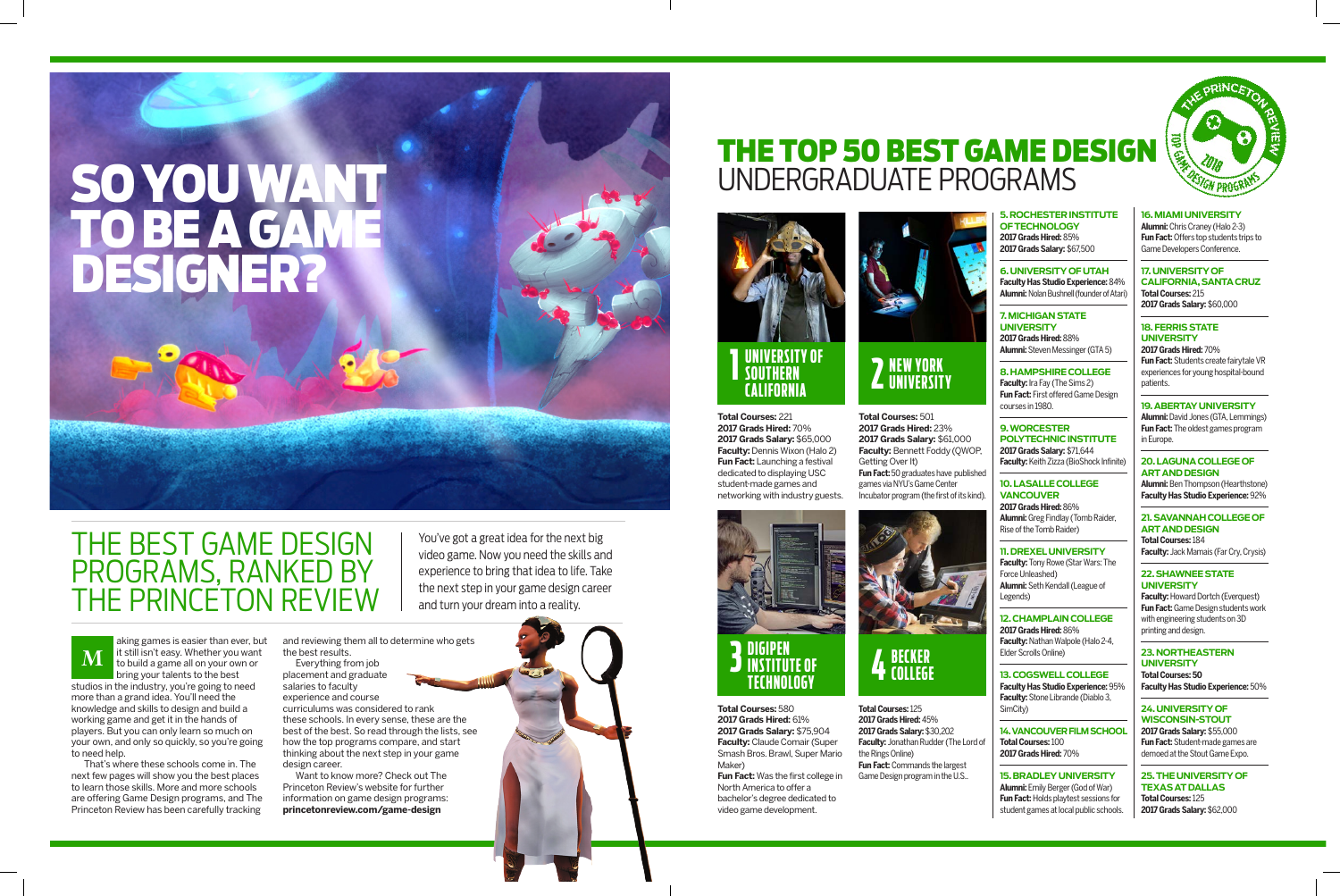# SO YOU WANT TO BE A GAME DESIGNER?

## THE BEST GAME DESIGN PROGRAMS, RANKED BY THE PRINCETON REVIEW

You've got a great idea for the next big video game. Now you need the skills and experience to bring that idea to life. Take the next step in your game design career and turn your dream into a reality.

Making games is easier than ever, but it still isn't easy. Whether you want to build a game all on your own or bring your talents to the best studios in the industry, you're going to need more than a grand idea. You'll need the knowledge and skills to design and build a working game and get it in the hands of players. But you can only learn so much on your own, and only so quickly, so you're going to need help.

That's where these schools come in. The next few pages will show you the best places to learn those skills. More and more schools are offering Game Design programs, and The Princeton Review has been carefully tracking and reviewing them all to determine who gets the best results.

Everything from job placement and graduate salaries to faculty experience and course curriculums was considered to rank these schools. In every sense, these are the best of the best. So read through the lists, see how the top programs compare, and start thinking about the next step in your game design career.

Want to know more? Check out The Princeton Review's website for further information on game design programs: **princetonreview.com/game-design**

# THE TOP 50 BEST GAME DESIGN UNDERGRADUATE PROGRAMS

The Princeton Review — Top Game Design Programs 2018

### 1 UNIVERSITY OF SOUTHERN CALIFORNIA

**Total Courses:** 221
**2017 Grads Hired:** 70%
**2017 Grads Salary:** $65,000
**Faculty:** Dennis Wixon (Halo 2)
**Fun Fact:** Launching a festival dedicated to displaying USC student-made games and networking with industry guests.

### 2 NEW YORK UNIVERSITY

**Total Courses:** 501
**2017 Grads Hired:** 23%
**2017 Grads Salary:** $61,000
**Faculty:** Bennett Foddy (QWOP, Getting Over It)
**Fun Fact:** 50 graduates have published games via NYU's Game Center Incubator program (the first of its kind).

### 3 DIGIPEN INSTITUTE OF TECHNOLOGY

**Total Courses:** 580
**2017 Grads Hired:** 61%
**2017 Grads Salary:** $75,904
**Faculty:** Claude Comair (Super Smash Bros. Brawl, Super Mario Maker)
**Fun Fact:** Was the first college in North America to offer a bachelor's degree dedicated to video game development.

### 4 BECKER COLLEGE

**Total Courses:** 125
**2017 Grads Hired:** 45%
**2017 Grads Salary:** $30,202
**Faculty:** Jonathan Rudder (The Lord of the Rings Online)
**Fun Fact:** Commands the largest Game Design program in the U.S..

### 5. ROCHESTER INSTITUTE OF TECHNOLOGY
**2017 Grads Hired:** 85%
**2017 Grads Salary:** $67,500

### 6. UNIVERSITY OF UTAH
**Faculty Has Studio Experience:** 84%
**Alumni:** Nolan Bushnell (founder of Atari)

### 7. MICHIGAN STATE UNIVERSITY
**2017 Grads Hired:** 88%
**Alumni:** Steven Messinger (GTA 5)

### 8. HAMPSHIRE COLLEGE
**Faculty:** Ira Fay (The Sims 2)
**Fun Fact:** First offered Game Design courses in 1980.

### 9. WORCESTER POLYTECHNIC INSTITUTE
**2017 Grads Salary:** $71,644
**Faculty:** Keith Zizza (BioShock Infinite)

### 10. LASALLE COLLEGE VANCOUVER
**2017 Grads Hired:** 86%
**Alumni:** Greg Findlay (Tomb Raider, Rise of the Tomb Raider)

### 11. DREXEL UNIVERSITY
**Faculty:** Tony Rowe (Star Wars: The Force Unleashed)
**Alumni:** Seth Kendall (League of Legends)

### 12. CHAMPLAIN COLLEGE
**2017 Grads Hired:** 86%
**Faculty:** Nathan Walpole (Halo 2-4, Elder Scrolls Online)

### 13. COGSWELL COLLEGE
**Faculty Has Studio Experience:** 95%
**Faculty:** Stone Librande (Diablo 3, SimCity)

### 14. VANCOUVER FILM SCHOOL
**Total Courses:** 100
**2017 Grads Hired:** 70%

### 15. BRADLEY UNIVERSITY
**Alumni:** Emily Berger (God of War)
**Fun Fact:** Holds playtest sessions for student games at local public schools.

### 16. MIAMI UNIVERSITY
**Alumni:** Chris Craney (Halo 2-3)
**Fun Fact:** Offers top students trips to Game Developers Conference.

### 17. UNIVERSITY OF CALIFORNIA, SANTA CRUZ
**Total Courses:** 215
**2017 Grads Salary:** $60,000

### 18. FERRIS STATE UNIVERSITY
**2017 Grads Hired:** 70%
**Fun Fact:** Students create fairytale VR experiences for young hospital-bound patients.

### 19. ABERTAY UNIVERSITY
**Alumni:** David Jones (GTA, Lemmings)
**Fun Fact:** The oldest games program in Europe.

### 20. LAGUNA COLLEGE OF ART AND DESIGN
**Alumni:** Ben Thompson (Hearthstone)
**Faculty Has Studio Experience:** 92%

### 21. SAVANNAH COLLEGE OF ART AND DESIGN
**Total Courses:** 184
**Faculty:** Jack Mamais (Far Cry, Crysis)

### 22. SHAWNEE STATE UNIVERSITY
**Faculty:** Howard Dortch (Everquest)
**Fun Fact:** Game Design students work with engineering students on 3D printing and design.

### 23. NORTHEASTERN UNIVERSITY
**Total Courses:** 50
**Faculty Has Studio Experience:** 50%

### 24. UNIVERSITY OF WISCONSIN-STOUT
**2017 Grads Salary:** $55,000
**Fun Fact:** Student-made games are demoed at the Stout Game Expo.

### 25. THE UNIVERSITY OF TEXAS AT DALLAS
**Total Courses:** 125
**2017 Grads Salary:** $62,000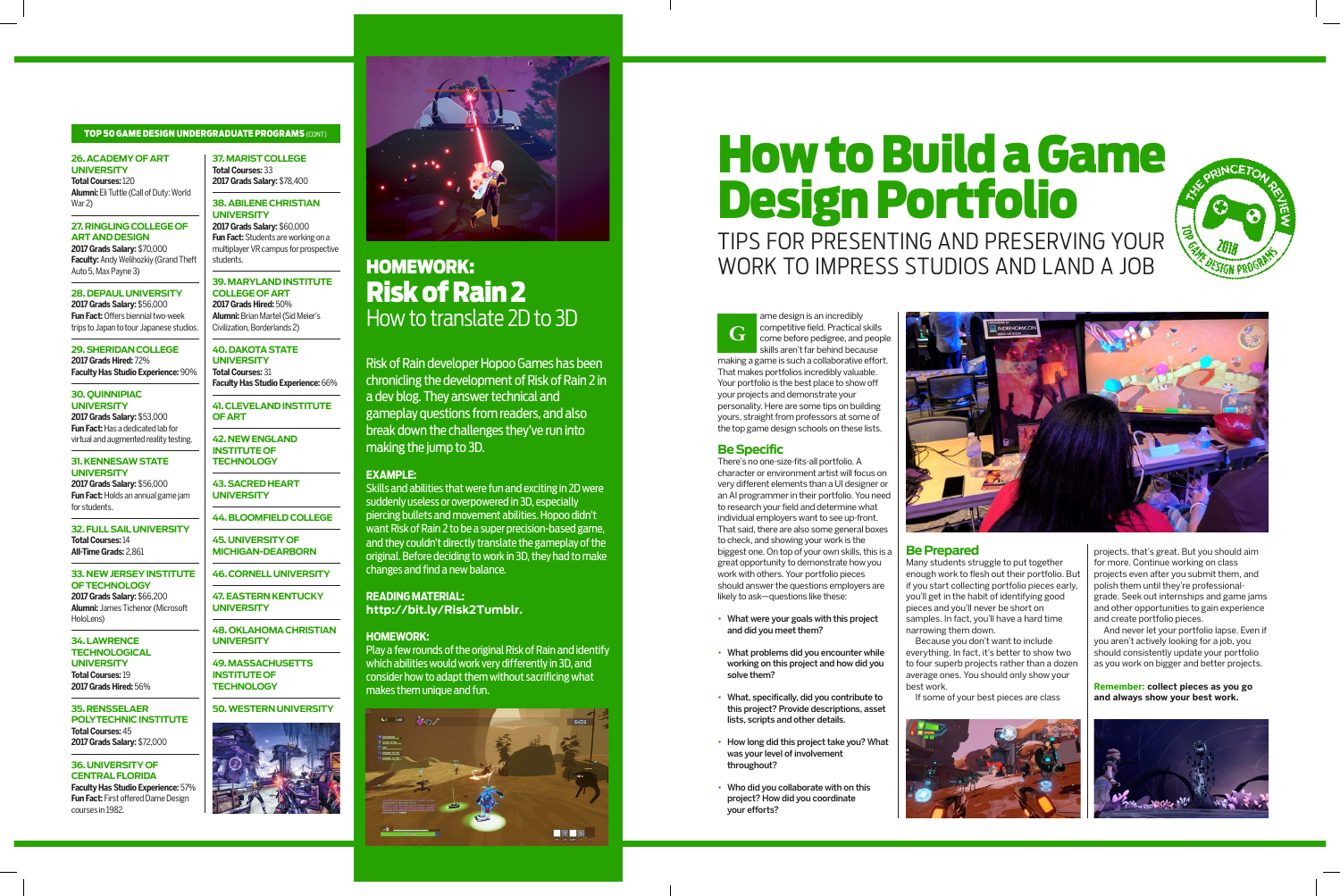## TOP 50 GAME DESIGN UNDERGRADUATE PROGRAMS (CONT)

**26. ACADEMY OF ART UNIVERSITY**
**Total Courses:** 120
**Alumni:** Eli Tuttle (Call of Duty: World War 2)

**27. RINGLING COLLEGE OF ART AND DESIGN**
**2017 Grads Salary:** $70,000
**Faculty:** Andy Welihozkiy (Grand Theft Auto 5, Max Payne 3)

**28. DEPAUL UNIVERSITY**
**2017 Grads Salary:** $56,000
**Fun Fact:** Offers biennial two-week trips to Japan to tour Japanese studios.

**29. SHERIDAN COLLEGE**
**2017 Grads Hired:** 72%
**Faculty Has Studio Experience:** 90%

**30. QUINNIPIAC UNIVERSITY**
**2017 Grads Salary:** $53,000
**Fun Fact:** Has a dedicated lab for virtual and augmented reality testing.

**31. KENNESAW STATE UNIVERSITY**
**2017 Grads Salary:** $56,000
**Fun Fact:** Holds an annual game jam for students.

**32. FULL SAIL UNIVERSITY**
**Total Courses:** 14
**All-Time Grads:** 2,861

**33. NEW JERSEY INSTITUTE OF TECHNOLOGY**
**2017 Grads Salary:** $66,200
**Alumni:** James Tichenor (Microsoft HoloLens)

**34. LAWRENCE TECHNOLOGICAL UNIVERSITY**
**Total Courses:** 19
**2017 Grads Hired:** 56%

**35. RENSSELAER POLYTECHNIC INSTITUTE**
**Total Courses:** 45
**2017 Grads Salary:** $72,000

**36. UNIVERSITY OF CENTRAL FLORIDA**
**Faculty Has Studio Experience:** 57%
**Fun Fact:** First offered Game Design courses in 1982.

**37. MARIST COLLEGE**
**Total Courses:** 33
**2017 Grads Salary:** $78,400

**38. ABILENE CHRISTIAN UNIVERSITY**
**2017 Grads Salary:** $60,000
**Fun Fact:** Students are working on a multiplayer VR campus for prospective students.

**39. MARYLAND INSTITUTE COLLEGE OF ART**
**2017 Grads Hired:** 50%
**Alumni:** Brian Martel (Sid Meier's Civilization, Borderlands 2)

**40. DAKOTA STATE UNIVERSITY**
**Total Courses:** 31
**Faculty Has Studio Experience:** 66%

**41. CLEVELAND INSTITUTE OF ART**

**42. NEW ENGLAND INSTITUTE OF TECHNOLOGY**

**43. SACRED HEART UNIVERSITY**

**44. BLOOMFIELD COLLEGE**

**45. UNIVERSITY OF MICHIGAN-DEARBORN**

**46. CORNELL UNIVERSITY**

**47. EASTERN KENTUCKY UNIVERSITY**

**48. OKLAHOMA CHRISTIAN UNIVERSITY**

**49. MASSACHUSETTS INSTITUTE OF TECHNOLOGY**

**50. WESTERN UNIVERSITY**

## HOMEWORK: Risk of Rain 2

### How to translate 2D to 3D

Risk of Rain developer Hopoo Games has been chronicling the development of Risk of Rain 2 in a dev blog. They answer technical and gameplay questions from readers, and also break down the challenges they've run into making the jump to 3D.

**EXAMPLE:**
Skills and abilities that were fun and exciting in 2D were suddenly useless or overpowered in 3D, especially piercing bullets and movement abilities. Hopoo didn't want Risk of Rain 2 to be a super precision-based game, and they couldn't directly translate the gameplay of the original. Before deciding to work in 3D, they had to make changes and find a new balance.

**READING MATERIAL:**
**http://bit.ly/Risk2Tumblr.**

**HOMEWORK:**
Play a few rounds of the original Risk of Rain and identify which abilities would work very differently in 3D, and consider how to adapt them without sacrificing what makes them unique and fun.

# How to Build a Game Design Portfolio

## TIPS FOR PRESENTING AND PRESERVING YOUR WORK TO IMPRESS STUDIOS AND LAND A JOB

Game design is an incredibly competitive field. Practical skills come before pedigree, and people skills aren't far behind because making a game is such a collaborative effort. That makes portfolios incredibly valuable. Your portfolio is the best place to show off your projects and demonstrate your personality. Here are some tips on building yours, straight from professors at some of the top game design schools on these lists.

### Be Specific

There's no one-size-fits-all portfolio. A character or environment artist will focus on very different elements than a UI designer or an AI programmer in their portfolio. You need to research your field and determine what individual employers want to see up-front. That said, there are also some general boxes to check, and showing your work is the biggest one. On top of your own skills, this is a great opportunity to demonstrate how you work with others. Your portfolio pieces should answer the questions employers are likely to ask—questions like these:

- **What were your goals with this project and did you meet them?**
- **What problems did you encounter while working on this project and how did you solve them?**
- **What, specifically, did you contribute to this project? Provide descriptions, asset lists, scripts and other details.**
- **How long did this project take you? What was your level of involvement throughout?**
- **Who did you collaborate with on this project? How did you coordinate your efforts?**

### Be Prepared

Many students struggle to put together enough work to flesh out their portfolio. But if you start collecting portfolio pieces early, you'll get in the habit of identifying good pieces and you'll never be short on samples. In fact, you'll have a hard time narrowing them down.

Because you don't want to include everything. In fact, it's better to show two to four superb projects rather than a dozen average ones. You should only show your best work.

If some of your best pieces are class projects, that's great. But you should aim for more. Continue working on class projects even after you submit them, and polish them until they're professional-grade. Seek out internships and game jams and other opportunities to gain experience and create portfolio pieces.

And never let your portfolio lapse. Even if you aren't actively looking for a job, you should consistently update your portfolio as you work on bigger and better projects.

**Remember: collect pieces as you go and always show your best work.**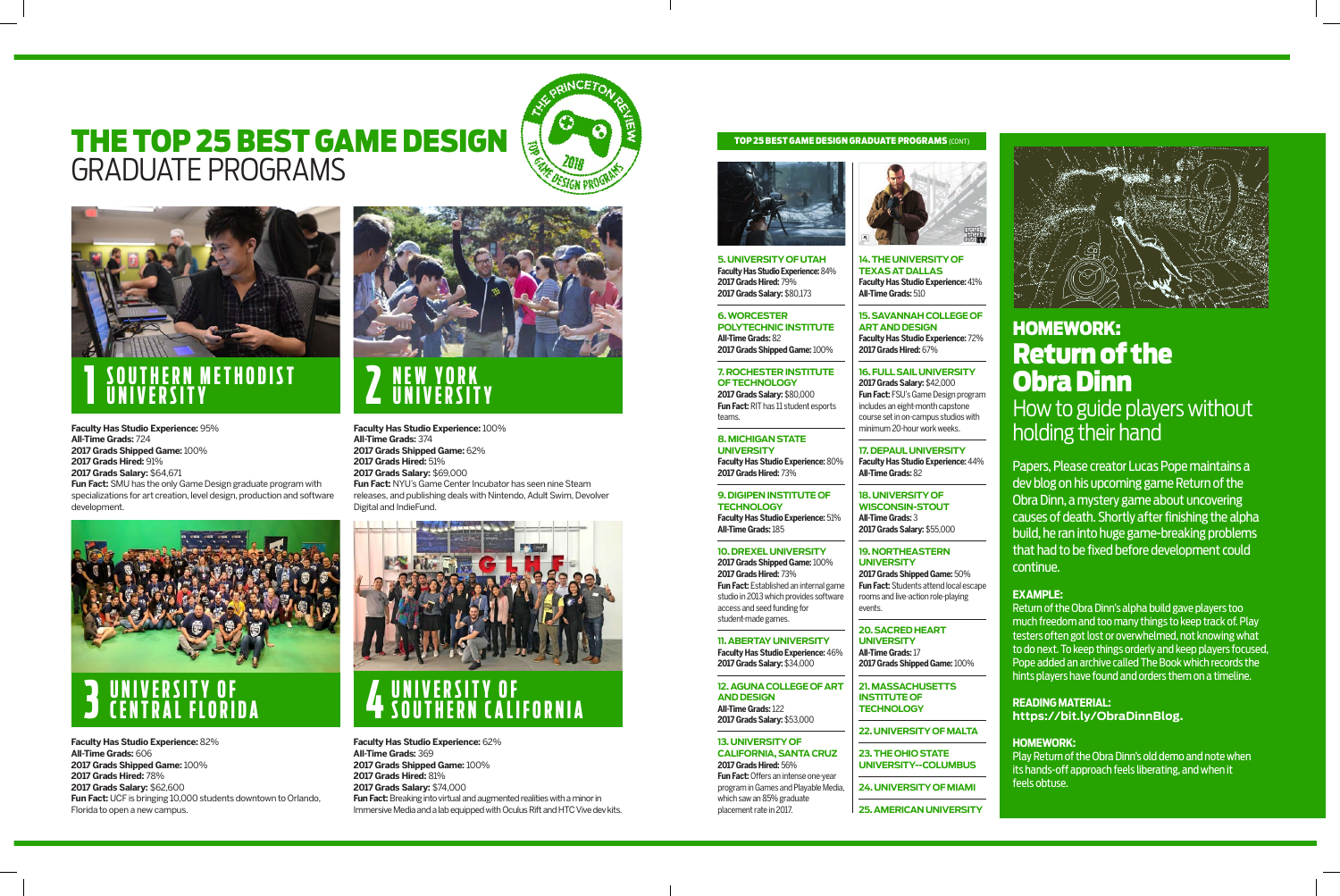# THE TOP 25 BEST GAME DESIGN GRADUATE PROGRAMS

THE PRINCETON REVIEW
2018
TOP GAME DESIGN PROGRAMS

## 1 SOUTHERN METHODIST UNIVERSITY

**Faculty Has Studio Experience:** 95%
**All-Time Grads:** 724
**2017 Grads Shipped Game:** 100%
**2017 Grads Hired:** 91%
**2017 Grads Salary:** $64,671
**Fun Fact:** SMU has the only Game Design graduate program with specializations for art creation, level design, production and software development.

## 2 NEW YORK UNIVERSITY

**Faculty Has Studio Experience:** 100%
**All-Time Grads:** 374
**2017 Grads Shipped Game:** 62%
**2017 Grads Hired:** 51%
**2017 Grads Salary:** $69,000
**Fun Fact:** NYU's Game Center Incubator has seen nine Steam releases, and publishing deals with Nintendo, Adult Swim, Devolver Digital and IndieFund.

## 3 UNIVERSITY OF CENTRAL FLORIDA

**Faculty Has Studio Experience:** 82%
**All-Time Grads:** 606
**2017 Grads Shipped Game:** 100%
**2017 Grads Hired:** 78%
**2017 Grads Salary:** $62,600
**Fun Fact:** UCF is bringing 10,000 students downtown to Orlando, Florida to open a new campus.

## 4 UNIVERSITY OF SOUTHERN CALIFORNIA

**Faculty Has Studio Experience:** 62%
**All-Time Grads:** 369
**2017 Grads Shipped Game:** 100%
**2017 Grads Hired:** 81%
**2017 Grads Salary:** $74,000
**Fun Fact:** Breaking into virtual and augmented realities with a minor in Immersive Media and a lab equipped with Oculus Rift and HTC Vive dev kits.

## TOP 25 BEST GAME DESIGN GRADUATE PROGRAMS (CONT)

**5. UNIVERSITY OF UTAH**
**Faculty Has Studio Experience:** 84%
**2017 Grads Hired:** 79%
**2017 Grads Salary:** $80,173

**6. WORCESTER POLYTECHNIC INSTITUTE**
**All-Time Grads:** 82
**2017 Grads Shipped Game:** 100%

**7. ROCHESTER INSTITUTE OF TECHNOLOGY**
**2017 Grads Salary:** $80,000
**Fun Fact:** RIT has 11 student esports teams.

**8. MICHIGAN STATE UNIVERSITY**
**Faculty Has Studio Experience:** 80%
**2017 Grads Hired:** 73%

**9. DIGIPEN INSTITUTE OF TECHNOLOGY**
**Faculty Has Studio Experience:** 51%
**All-Time Grads:** 185

**10. DREXEL UNIVERSITY**
**2017 Grads Shipped Game:** 100%
**2017 Grads Hired:** 73%
**Fun Fact:** Established an internal game studio in 2013 which provides software access and seed funding for student-made games.

**11. ABERTAY UNIVERSITY**
**Faculty Has Studio Experience:** 46%
**2017 Grads Salary:** $34,000

**12. AGUNA COLLEGE OF ART AND DESIGN**
**All-Time Grads:** 122
**2017 Grads Salary:** $53,000

**13. UNIVERSITY OF CALIFORNIA, SANTA CRUZ**
**2017 Grads Hired:** 56%
**Fun Fact:** Offers an intense one-year program in Games and Playable Media, which saw an 85% graduate placement rate in 2017.

**14. THE UNIVERSITY OF TEXAS AT DALLAS**
**Faculty Has Studio Experience:** 41%
**All-Time Grads:** 510

**15. SAVANNAH COLLEGE OF ART AND DESIGN**
**Faculty Has Studio Experience:** 72%
**2017 Grads Hired:** 67%

**16. FULL SAIL UNIVERSITY**
**2017 Grads Salary:** $42,000
**Fun Fact:** FSU's Game Design program includes an eight-month capstone course set in on-campus studios with minimum 20-hour work weeks.

**17. DEPAUL UNIVERSITY**
**Faculty Has Studio Experience:** 44%
**All-Time Grads:** 82

**18. UNIVERSITY OF WISCONSIN-STOUT**
**All-Time Grads:** 3
**2017 Grads Salary:** $55,000

**19. NORTHEASTERN UNIVERSITY**
**2017 Grads Shipped Game:** 50%
**Fun Fact:** Students attend local escape rooms and live-action role-playing events.

**20. SACRED HEART UNIVERSITY**
**All-Time Grads:** 17
**2017 Grads Shipped Game:** 100%

**21. MASSACHUSETTS INSTITUTE OF TECHNOLOGY**

**22. UNIVERSITY OF MALTA**

**23. THE OHIO STATE UNIVERSITY--COLUMBUS**

**24. UNIVERSITY OF MIAMI**

**25. AMERICAN UNIVERSITY**

# HOMEWORK: Return of the Obra Dinn

## How to guide players without holding their hand

Papers, Please creator Lucas Pope maintains a dev blog on his upcoming game Return of the Obra Dinn, a mystery game about uncovering causes of death. Shortly after finishing the alpha build, he ran into huge game-breaking problems that had to be fixed before development could continue.

**EXAMPLE:**
Return of the Obra Dinn's alpha build gave players too much freedom and too many things to keep track of. Play testers often got lost or overwhelmed, not knowing what to do next. To keep things orderly and keep players focused, Pope added an archive called The Book which records the hints players have found and orders them on a timeline.

**READING MATERIAL:**
**https://bit.ly/ObraDinnBlog.**

**HOMEWORK:**
Play Return of the Obra Dinn's old demo and note when its hands-off approach feels liberating, and when it feels obtuse.